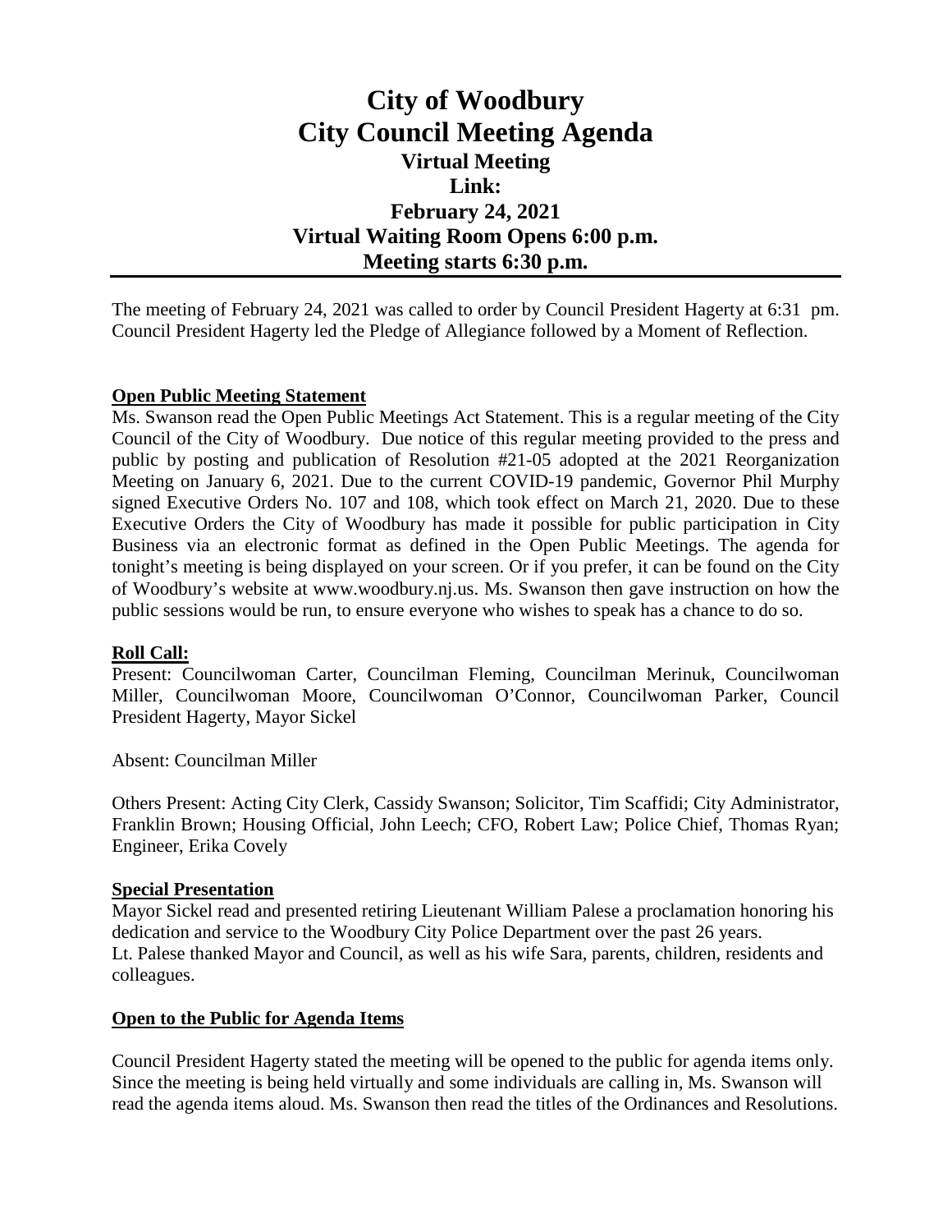# City of Woodbury
# City Council Meeting Agenda
## Virtual Meeting
## Link:
## February 24, 2021
## Virtual Waiting Room Opens 6:00 p.m.
## Meeting starts 6:30 p.m.

---

The meeting of February 24, 2021 was called to order by Council President Hagerty at 6:31 pm. Council President Hagerty led the Pledge of Allegiance followed by a Moment of Reflection.

**Open Public Meeting Statement**

Ms. Swanson read the Open Public Meetings Act Statement. This is a regular meeting of the City Council of the City of Woodbury. Due notice of this regular meeting provided to the press and public by posting and publication of Resolution #21-05 adopted at the 2021 Reorganization Meeting on January 6, 2021. Due to the current COVID-19 pandemic, Governor Phil Murphy signed Executive Orders No. 107 and 108, which took effect on March 21, 2020. Due to these Executive Orders the City of Woodbury has made it possible for public participation in City Business via an electronic format as defined in the Open Public Meetings. The agenda for tonight's meeting is being displayed on your screen. Or if you prefer, it can be found on the City of Woodbury's website at www.woodbury.nj.us. Ms. Swanson then gave instruction on how the public sessions would be run, to ensure everyone who wishes to speak has a chance to do so.

**Roll Call:**

Present: Councilwoman Carter, Councilman Fleming, Councilman Merinuk, Councilwoman Miller, Councilwoman Moore, Councilwoman O'Connor, Councilwoman Parker, Council President Hagerty, Mayor Sickel

Absent: Councilman Miller

Others Present: Acting City Clerk, Cassidy Swanson; Solicitor, Tim Scaffidi; City Administrator, Franklin Brown; Housing Official, John Leech; CFO, Robert Law; Police Chief, Thomas Ryan; Engineer, Erika Covely

**Special Presentation**

Mayor Sickel read and presented retiring Lieutenant William Palese a proclamation honoring his dedication and service to the Woodbury City Police Department over the past 26 years. Lt. Palese thanked Mayor and Council, as well as his wife Sara, parents, children, residents and colleagues.

**Open to the Public for Agenda Items**

Council President Hagerty stated the meeting will be opened to the public for agenda items only. Since the meeting is being held virtually and some individuals are calling in, Ms. Swanson will read the agenda items aloud. Ms. Swanson then read the titles of the Ordinances and Resolutions.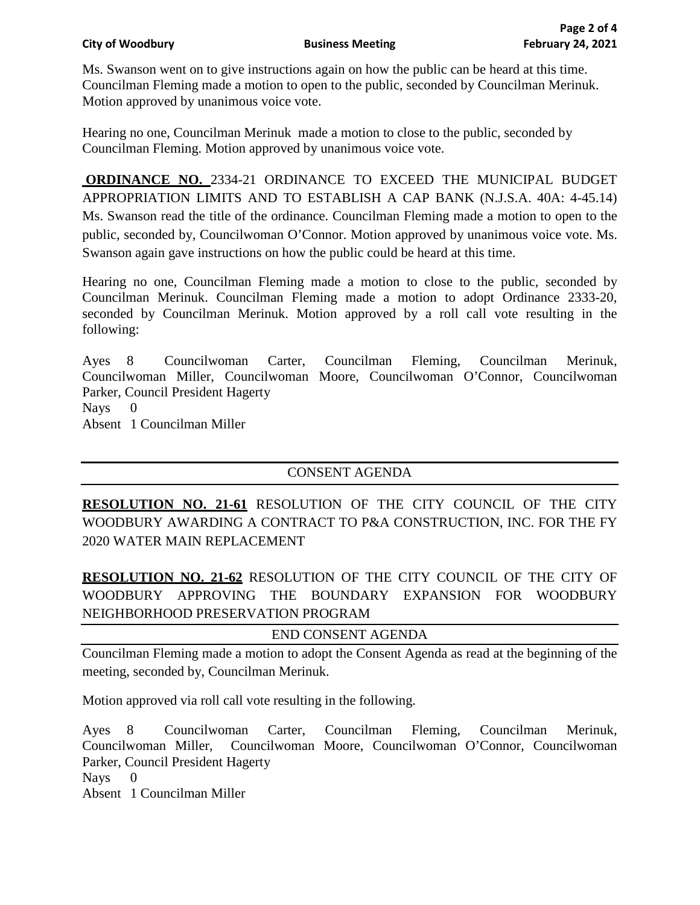Ms. Swanson went on to give instructions again on how the public can be heard at this time. Councilman Fleming made a motion to open to the public, seconded by Councilman Merinuk. Motion approved by unanimous voice vote.

Hearing no one, Councilman Merinuk made a motion to close to the public, seconded by Councilman Fleming. Motion approved by unanimous voice vote.

**ORDINANCE NO.** 2334-21 ORDINANCE TO EXCEED THE MUNICIPAL BUDGET APPROPRIATION LIMITS AND TO ESTABLISH A CAP BANK (N.J.S.A. 40A: 4-45.14) Ms. Swanson read the title of the ordinance. Councilman Fleming made a motion to open to the public, seconded by, Councilwoman O'Connor. Motion approved by unanimous voice vote. Ms. Swanson again gave instructions on how the public could be heard at this time.

Hearing no one, Councilman Fleming made a motion to close to the public, seconded by Councilman Merinuk. Councilman Fleming made a motion to adopt Ordinance 2333-20, seconded by Councilman Merinuk. Motion approved by a roll call vote resulting in the following:

Ayes 8 Councilwoman Carter, Councilman Fleming, Councilman Merinuk, Councilwoman Miller, Councilwoman Moore, Councilwoman O'Connor, Councilwoman Parker, Council President Hagerty
Nays 0
Absent 1 Councilman Miller

---

CONSENT AGENDA

---

**RESOLUTION NO. 21-61** RESOLUTION OF THE CITY COUNCIL OF THE CITY WOODBURY AWARDING A CONTRACT TO P&A CONSTRUCTION, INC. FOR THE FY 2020 WATER MAIN REPLACEMENT

**RESOLUTION NO. 21-62** RESOLUTION OF THE CITY COUNCIL OF THE CITY OF WOODBURY APPROVING THE BOUNDARY EXPANSION FOR WOODBURY NEIGHBORHOOD PRESERVATION PROGRAM

---

END CONSENT AGENDA

---

Councilman Fleming made a motion to adopt the Consent Agenda as read at the beginning of the meeting, seconded by, Councilman Merinuk.

Motion approved via roll call vote resulting in the following.

Ayes 8 Councilwoman Carter, Councilman Fleming, Councilman Merinuk, Councilwoman Miller, Councilwoman Moore, Councilwoman O'Connor, Councilwoman Parker, Council President Hagerty
Nays 0
Absent 1 Councilman Miller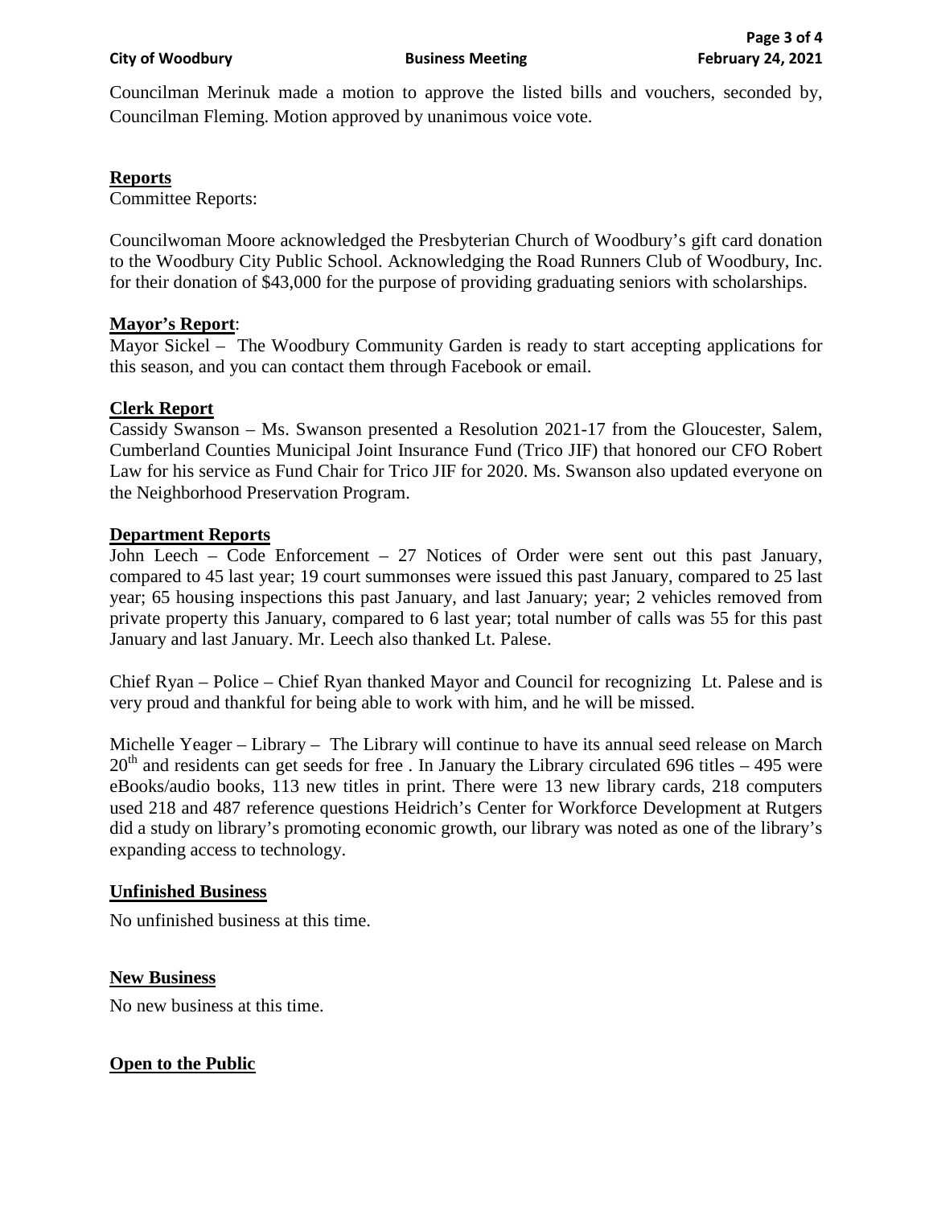Councilman Merinuk made a motion to approve the listed bills and vouchers, seconded by, Councilman Fleming. Motion approved by unanimous voice vote.

## Reports

Committee Reports:

Councilwoman Moore acknowledged the Presbyterian Church of Woodbury's gift card donation to the Woodbury City Public School. Acknowledging the Road Runners Club of Woodbury, Inc. for their donation of $43,000 for the purpose of providing graduating seniors with scholarships.

## Mayor's Report:

Mayor Sickel – The Woodbury Community Garden is ready to start accepting applications for this season, and you can contact them through Facebook or email.

## Clerk Report

Cassidy Swanson – Ms. Swanson presented a Resolution 2021-17 from the Gloucester, Salem, Cumberland Counties Municipal Joint Insurance Fund (Trico JIF) that honored our CFO Robert Law for his service as Fund Chair for Trico JIF for 2020. Ms. Swanson also updated everyone on the Neighborhood Preservation Program.

## Department Reports

John Leech – Code Enforcement – 27 Notices of Order were sent out this past January, compared to 45 last year; 19 court summonses were issued this past January, compared to 25 last year; 65 housing inspections this past January, and last January; year; 2 vehicles removed from private property this January, compared to 6 last year; total number of calls was 55 for this past January and last January. Mr. Leech also thanked Lt. Palese.

Chief Ryan – Police – Chief Ryan thanked Mayor and Council for recognizing Lt. Palese and is very proud and thankful for being able to work with him, and he will be missed.

Michelle Yeager – Library – The Library will continue to have its annual seed release on March 20th and residents can get seeds for free . In January the Library circulated 696 titles – 495 were eBooks/audio books, 113 new titles in print. There were 13 new library cards, 218 computers used 218 and 487 reference questions Heidrich's Center for Workforce Development at Rutgers did a study on library's promoting economic growth, our library was noted as one of the library's expanding access to technology.

## Unfinished Business

No unfinished business at this time.

## New Business

No new business at this time.

## Open to the Public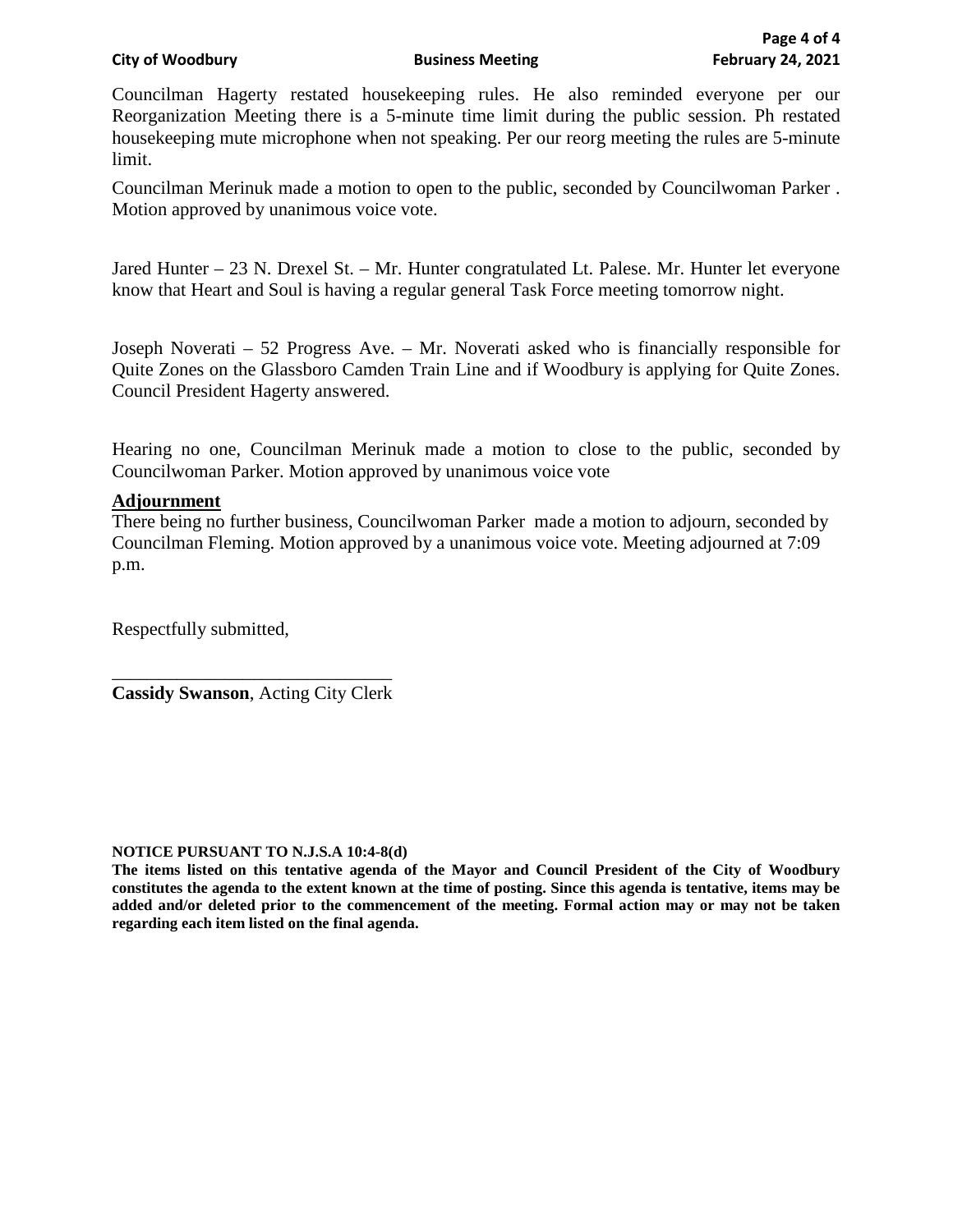Councilman Hagerty restated housekeeping rules. He also reminded everyone per our Reorganization Meeting there is a 5-minute time limit during the public session. Ph restated housekeeping mute microphone when not speaking. Per our reorg meeting the rules are 5-minute limit.

Councilman Merinuk made a motion to open to the public, seconded by Councilwoman Parker . Motion approved by unanimous voice vote.

Jared Hunter – 23 N. Drexel St. – Mr. Hunter congratulated Lt. Palese. Mr. Hunter let everyone know that Heart and Soul is having a regular general Task Force meeting tomorrow night.

Joseph Noverati – 52 Progress Ave. – Mr. Noverati asked who is financially responsible for Quite Zones on the Glassboro Camden Train Line and if Woodbury is applying for Quite Zones. Council President Hagerty answered.

Hearing no one, Councilman Merinuk made a motion to close to the public, seconded by Councilwoman Parker. Motion approved by unanimous voice vote

## Adjournment

There being no further business, Councilwoman Parker made a motion to adjourn, seconded by Councilman Fleming. Motion approved by a unanimous voice vote. Meeting adjourned at 7:09 p.m.

Respectfully submitted,

\_\_\_\_\_\_\_\_\_\_\_\_\_\_\_\_\_\_\_\_\_\_\_\_\_\_\_\_\_\_\_\_

**Cassidy Swanson**, Acting City Clerk

**NOTICE PURSUANT TO N.J.S.A 10:4-8(d)**

**The items listed on this tentative agenda of the Mayor and Council President of the City of Woodbury constitutes the agenda to the extent known at the time of posting. Since this agenda is tentative, items may be added and/or deleted prior to the commencement of the meeting. Formal action may or may not be taken regarding each item listed on the final agenda.**